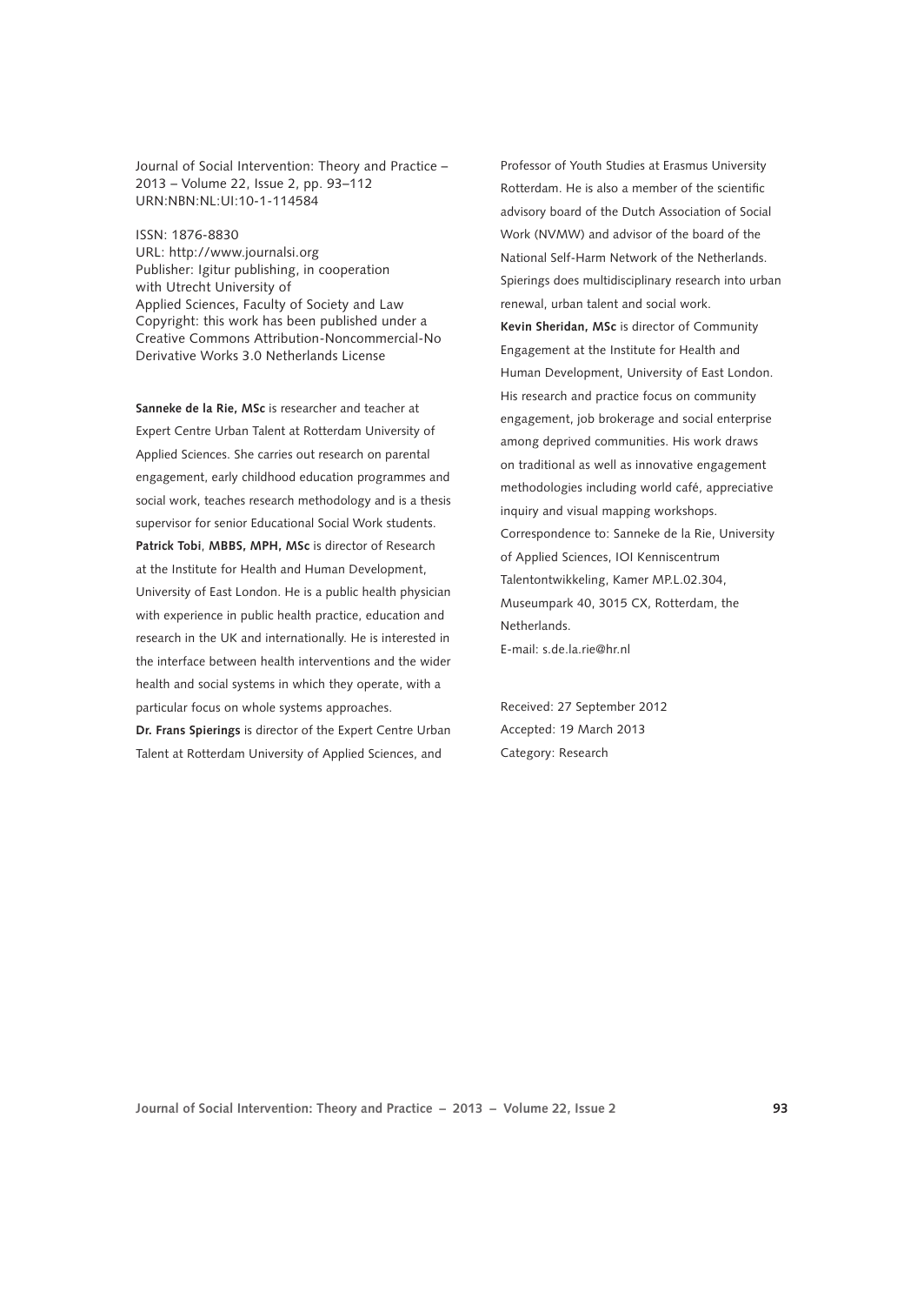Journal of Social Intervention: Theory and Practice – 2013 – Volume 22, Issue 2, pp. 93–112
URN:NBN:NL:UI:10-1-114584

ISSN: 1876-8830
URL: http://www.journalsi.org
Publisher: Igitur publishing, in cooperation with Utrecht University of Applied Sciences, Faculty of Society and Law
Copyright: this work has been published under a Creative Commons Attribution-Noncommercial-No Derivative Works 3.0 Netherlands License

**Sanneke de la Rie, MSc** is researcher and teacher at Expert Centre Urban Talent at Rotterdam University of Applied Sciences. She carries out research on parental engagement, early childhood education programmes and social work, teaches research methodology and is a thesis supervisor for senior Educational Social Work students.
**Patrick Tobi**, **MBBS, MPH, MSc** is director of Research at the Institute for Health and Human Development, University of East London. He is a public health physician with experience in public health practice, education and research in the UK and internationally. He is interested in the interface between health interventions and the wider health and social systems in which they operate, with a particular focus on whole systems approaches.
**Dr. Frans Spierings** is director of the Expert Centre Urban Talent at Rotterdam University of Applied Sciences, and Professor of Youth Studies at Erasmus University Rotterdam. He is also a member of the scientific advisory board of the Dutch Association of Social Work (NVMW) and advisor of the board of the National Self-Harm Network of the Netherlands. Spierings does multidisciplinary research into urban renewal, urban talent and social work.
**Kevin Sheridan, MSc** is director of Community Engagement at the Institute for Health and Human Development, University of East London. His research and practice focus on community engagement, job brokerage and social enterprise among deprived communities. His work draws on traditional as well as innovative engagement methodologies including world café, appreciative inquiry and visual mapping workshops.
Correspondence to: Sanneke de la Rie, University of Applied Sciences, IOI Kenniscentrum Talentontwikkeling, Kamer MP.L.02.304, Museumpark 40, 3015 CX, Rotterdam, the Netherlands.
E-mail: s.de.la.rie@hr.nl

Received: 27 September 2012
Accepted: 19 March 2013
Category: Research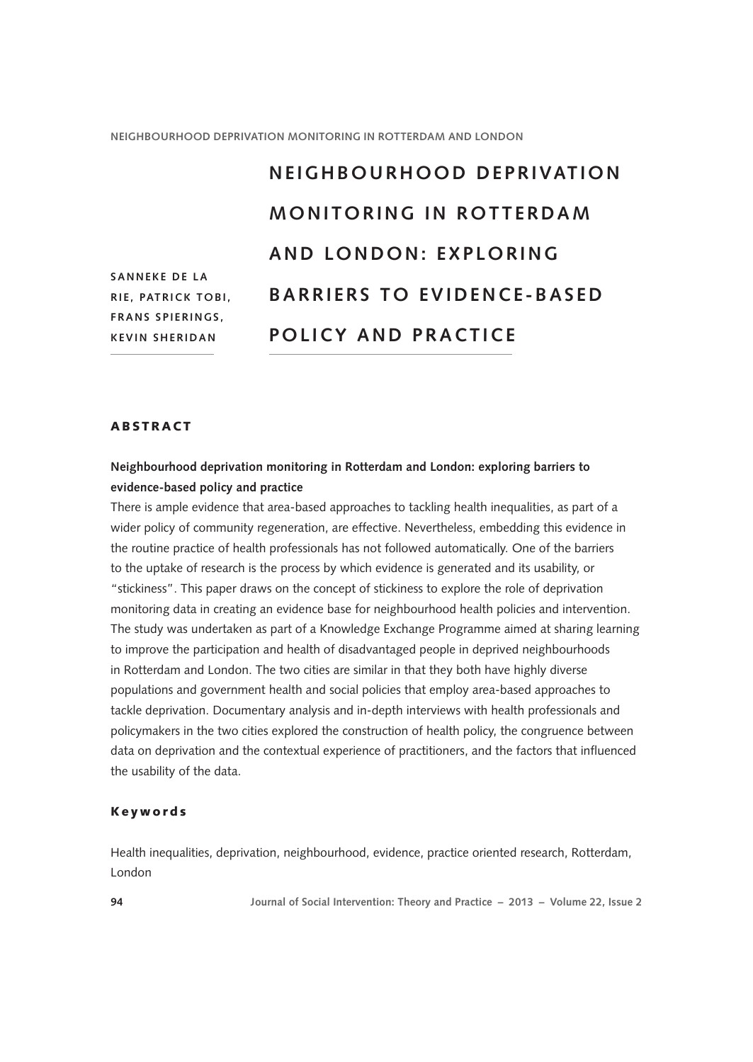# NEIGHBOURHOOD DEPRIVATION MONITORING IN ROTTERDAM AND LONDON: EXPLORING BARRIERS TO EVIDENCE-BASED POLICY AND PRACTICE

SANNEKE DE LA RIE, PATRICK TOBI, FRANS SPIERINGS, KEVIN SHERIDAN

## ABSTRACT

**Neighbourhood deprivation monitoring in Rotterdam and London: exploring barriers to evidence-based policy and practice**

There is ample evidence that area-based approaches to tackling health inequalities, as part of a wider policy of community regeneration, are effective. Nevertheless, embedding this evidence in the routine practice of health professionals has not followed automatically. One of the barriers to the uptake of research is the process by which evidence is generated and its usability, or "stickiness". This paper draws on the concept of stickiness to explore the role of deprivation monitoring data in creating an evidence base for neighbourhood health policies and intervention. The study was undertaken as part of a Knowledge Exchange Programme aimed at sharing learning to improve the participation and health of disadvantaged people in deprived neighbourhoods in Rotterdam and London. The two cities are similar in that they both have highly diverse populations and government health and social policies that employ area-based approaches to tackle deprivation. Documentary analysis and in-depth interviews with health professionals and policymakers in the two cities explored the construction of health policy, the congruence between data on deprivation and the contextual experience of practitioners, and the factors that influenced the usability of the data.

## Keywords

Health inequalities, deprivation, neighbourhood, evidence, practice oriented research, Rotterdam, London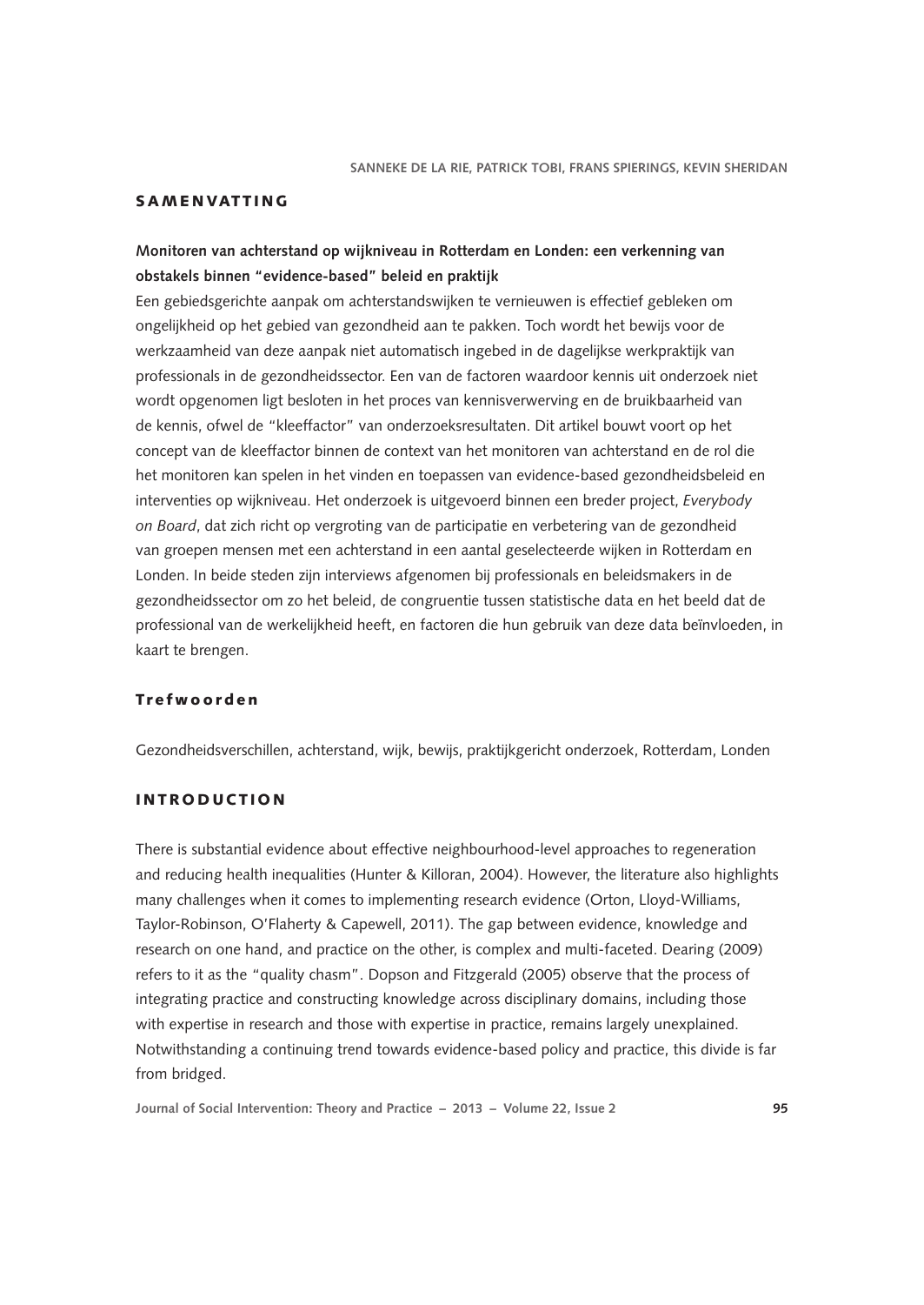## SAMENVATTING

**Monitoren van achterstand op wijkniveau in Rotterdam en Londen: een verkenning van obstakels binnen "evidence-based" beleid en praktijk**

Een gebiedsgerichte aanpak om achterstandswijken te vernieuwen is effectief gebleken om ongelijkheid op het gebied van gezondheid aan te pakken. Toch wordt het bewijs voor de werkzaamheid van deze aanpak niet automatisch ingebed in de dagelijkse werkpraktijk van professionals in de gezondheidssector. Een van de factoren waardoor kennis uit onderzoek niet wordt opgenomen ligt besloten in het proces van kennisverwerving en de bruikbaarheid van de kennis, ofwel de "kleeffactor" van onderzoeksresultaten. Dit artikel bouwt voort op het concept van de kleeffactor binnen de context van het monitoren van achterstand en de rol die het monitoren kan spelen in het vinden en toepassen van evidence-based gezondheidsbeleid en interventies op wijkniveau. Het onderzoek is uitgevoerd binnen een breder project, *Everybody on Board*, dat zich richt op vergroting van de participatie en verbetering van de gezondheid van groepen mensen met een achterstand in een aantal geselecteerde wijken in Rotterdam en Londen. In beide steden zijn interviews afgenomen bij professionals en beleidsmakers in de gezondheidssector om zo het beleid, de congruentie tussen statistische data en het beeld dat de professional van de werkelijkheid heeft, en factoren die hun gebruik van deze data beïnvloeden, in kaart te brengen.

### Trefwoorden

Gezondheidsverschillen, achterstand, wijk, bewijs, praktijkgericht onderzoek, Rotterdam, Londen

## INTRODUCTION

There is substantial evidence about effective neighbourhood-level approaches to regeneration and reducing health inequalities (Hunter & Killoran, 2004). However, the literature also highlights many challenges when it comes to implementing research evidence (Orton, Lloyd-Williams, Taylor-Robinson, O'Flaherty & Capewell, 2011). The gap between evidence, knowledge and research on one hand, and practice on the other, is complex and multi-faceted. Dearing (2009) refers to it as the "quality chasm". Dopson and Fitzgerald (2005) observe that the process of integrating practice and constructing knowledge across disciplinary domains, including those with expertise in research and those with expertise in practice, remains largely unexplained. Notwithstanding a continuing trend towards evidence-based policy and practice, this divide is far from bridged.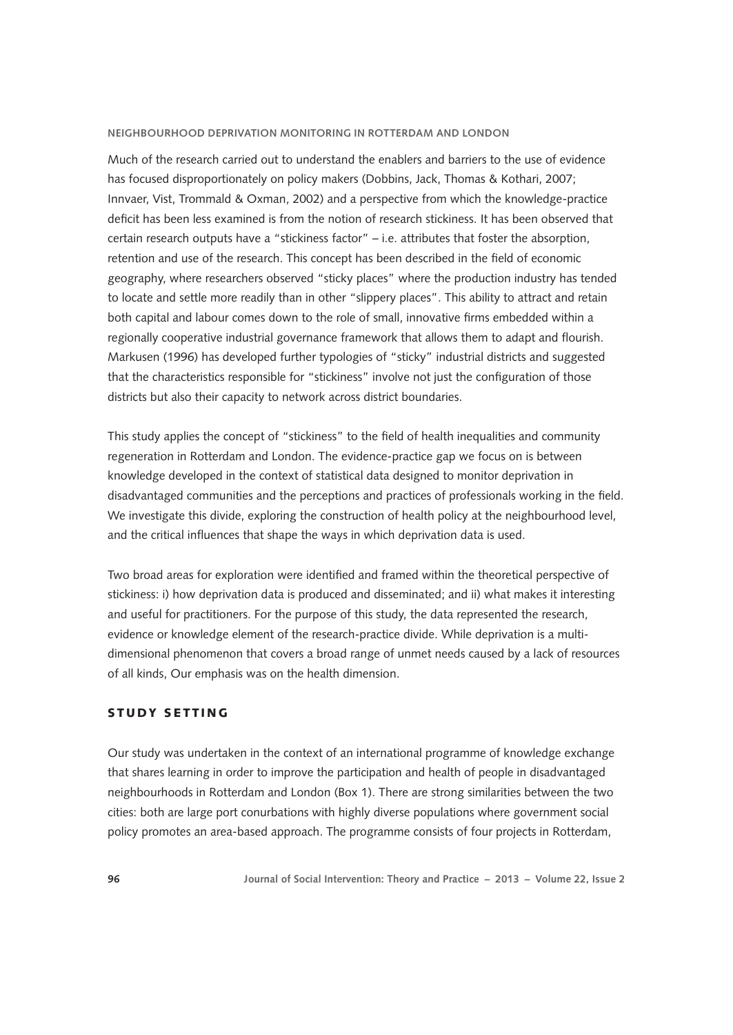Much of the research carried out to understand the enablers and barriers to the use of evidence has focused disproportionately on policy makers (Dobbins, Jack, Thomas & Kothari, 2007; Innvaer, Vist, Trommald & Oxman, 2002) and a perspective from which the knowledge-practice deficit has been less examined is from the notion of research stickiness. It has been observed that certain research outputs have a "stickiness factor" – i.e. attributes that foster the absorption, retention and use of the research. This concept has been described in the field of economic geography, where researchers observed "sticky places" where the production industry has tended to locate and settle more readily than in other "slippery places". This ability to attract and retain both capital and labour comes down to the role of small, innovative firms embedded within a regionally cooperative industrial governance framework that allows them to adapt and flourish. Markusen (1996) has developed further typologies of "sticky" industrial districts and suggested that the characteristics responsible for "stickiness" involve not just the configuration of those districts but also their capacity to network across district boundaries.

This study applies the concept of "stickiness" to the field of health inequalities and community regeneration in Rotterdam and London. The evidence-practice gap we focus on is between knowledge developed in the context of statistical data designed to monitor deprivation in disadvantaged communities and the perceptions and practices of professionals working in the field. We investigate this divide, exploring the construction of health policy at the neighbourhood level, and the critical influences that shape the ways in which deprivation data is used.

Two broad areas for exploration were identified and framed within the theoretical perspective of stickiness: i) how deprivation data is produced and disseminated; and ii) what makes it interesting and useful for practitioners. For the purpose of this study, the data represented the research, evidence or knowledge element of the research-practice divide. While deprivation is a multi-dimensional phenomenon that covers a broad range of unmet needs caused by a lack of resources of all kinds, Our emphasis was on the health dimension.

## STUDY SETTING

Our study was undertaken in the context of an international programme of knowledge exchange that shares learning in order to improve the participation and health of people in disadvantaged neighbourhoods in Rotterdam and London (Box 1). There are strong similarities between the two cities: both are large port conurbations with highly diverse populations where government social policy promotes an area-based approach. The programme consists of four projects in Rotterdam,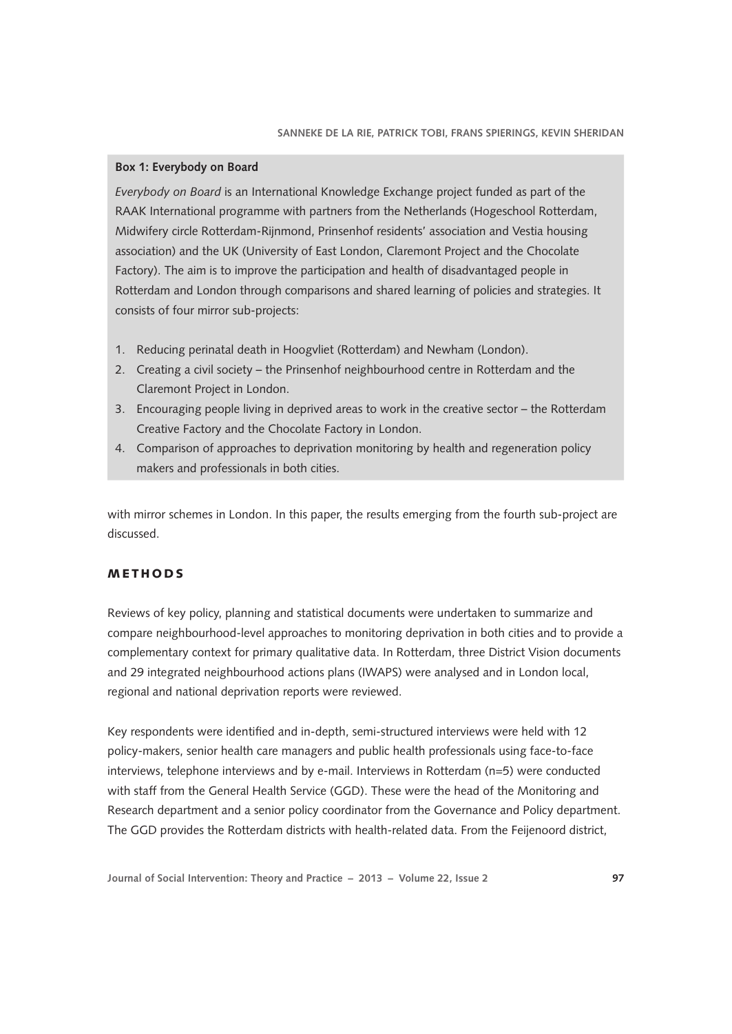**Box 1: Everybody on Board**

*Everybody on Board* is an International Knowledge Exchange project funded as part of the RAAK International programme with partners from the Netherlands (Hogeschool Rotterdam, Midwifery circle Rotterdam-Rijnmond, Prinsenhof residents' association and Vestia housing association) and the UK (University of East London, Claremont Project and the Chocolate Factory). The aim is to improve the participation and health of disadvantaged people in Rotterdam and London through comparisons and shared learning of policies and strategies. It consists of four mirror sub-projects:

1. Reducing perinatal death in Hoogvliet (Rotterdam) and Newham (London).
2. Creating a civil society – the Prinsenhof neighbourhood centre in Rotterdam and the Claremont Project in London.
3. Encouraging people living in deprived areas to work in the creative sector – the Rotterdam Creative Factory and the Chocolate Factory in London.
4. Comparison of approaches to deprivation monitoring by health and regeneration policy makers and professionals in both cities.

with mirror schemes in London. In this paper, the results emerging from the fourth sub-project are discussed.

## METHODS

Reviews of key policy, planning and statistical documents were undertaken to summarize and compare neighbourhood-level approaches to monitoring deprivation in both cities and to provide a complementary context for primary qualitative data. In Rotterdam, three District Vision documents and 29 integrated neighbourhood actions plans (IWAPS) were analysed and in London local, regional and national deprivation reports were reviewed.

Key respondents were identified and in-depth, semi-structured interviews were held with 12 policy-makers, senior health care managers and public health professionals using face-to-face interviews, telephone interviews and by e-mail. Interviews in Rotterdam (n=5) were conducted with staff from the General Health Service (GGD). These were the head of the Monitoring and Research department and a senior policy coordinator from the Governance and Policy department. The GGD provides the Rotterdam districts with health-related data. From the Feijenoord district,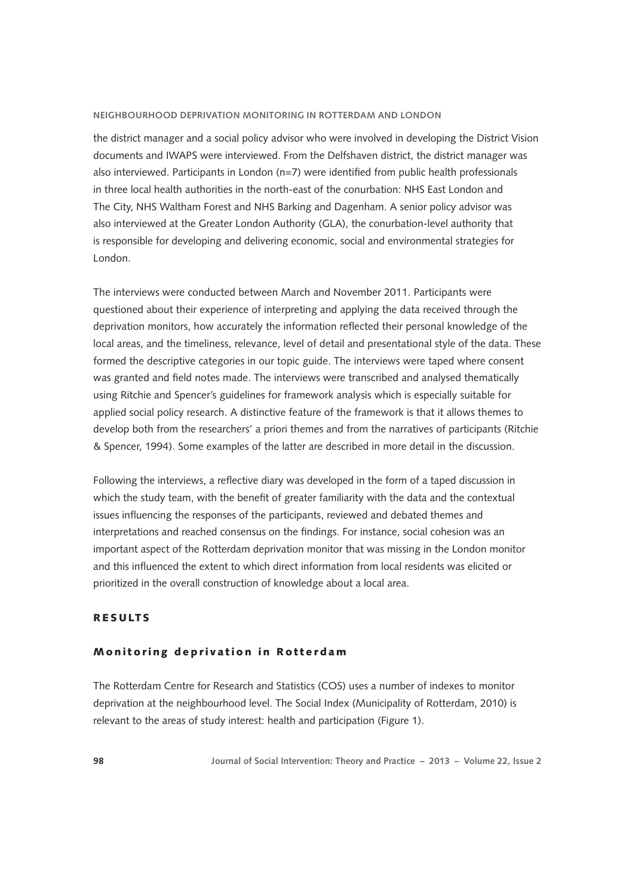the district manager and a social policy advisor who were involved in developing the District Vision documents and IWAPS were interviewed. From the Delfshaven district, the district manager was also interviewed. Participants in London (n=7) were identified from public health professionals in three local health authorities in the north-east of the conurbation: NHS East London and The City, NHS Waltham Forest and NHS Barking and Dagenham. A senior policy advisor was also interviewed at the Greater London Authority (GLA), the conurbation-level authority that is responsible for developing and delivering economic, social and environmental strategies for London.

The interviews were conducted between March and November 2011. Participants were questioned about their experience of interpreting and applying the data received through the deprivation monitors, how accurately the information reflected their personal knowledge of the local areas, and the timeliness, relevance, level of detail and presentational style of the data. These formed the descriptive categories in our topic guide. The interviews were taped where consent was granted and field notes made. The interviews were transcribed and analysed thematically using Ritchie and Spencer's guidelines for framework analysis which is especially suitable for applied social policy research. A distinctive feature of the framework is that it allows themes to develop both from the researchers' a priori themes and from the narratives of participants (Ritchie & Spencer, 1994). Some examples of the latter are described in more detail in the discussion.

Following the interviews, a reflective diary was developed in the form of a taped discussion in which the study team, with the benefit of greater familiarity with the data and the contextual issues influencing the responses of the participants, reviewed and debated themes and interpretations and reached consensus on the findings. For instance, social cohesion was an important aspect of the Rotterdam deprivation monitor that was missing in the London monitor and this influenced the extent to which direct information from local residents was elicited or prioritized in the overall construction of knowledge about a local area.

## RESULTS

### Monitoring deprivation in Rotterdam

The Rotterdam Centre for Research and Statistics (COS) uses a number of indexes to monitor deprivation at the neighbourhood level. The Social Index (Municipality of Rotterdam, 2010) is relevant to the areas of study interest: health and participation (Figure 1).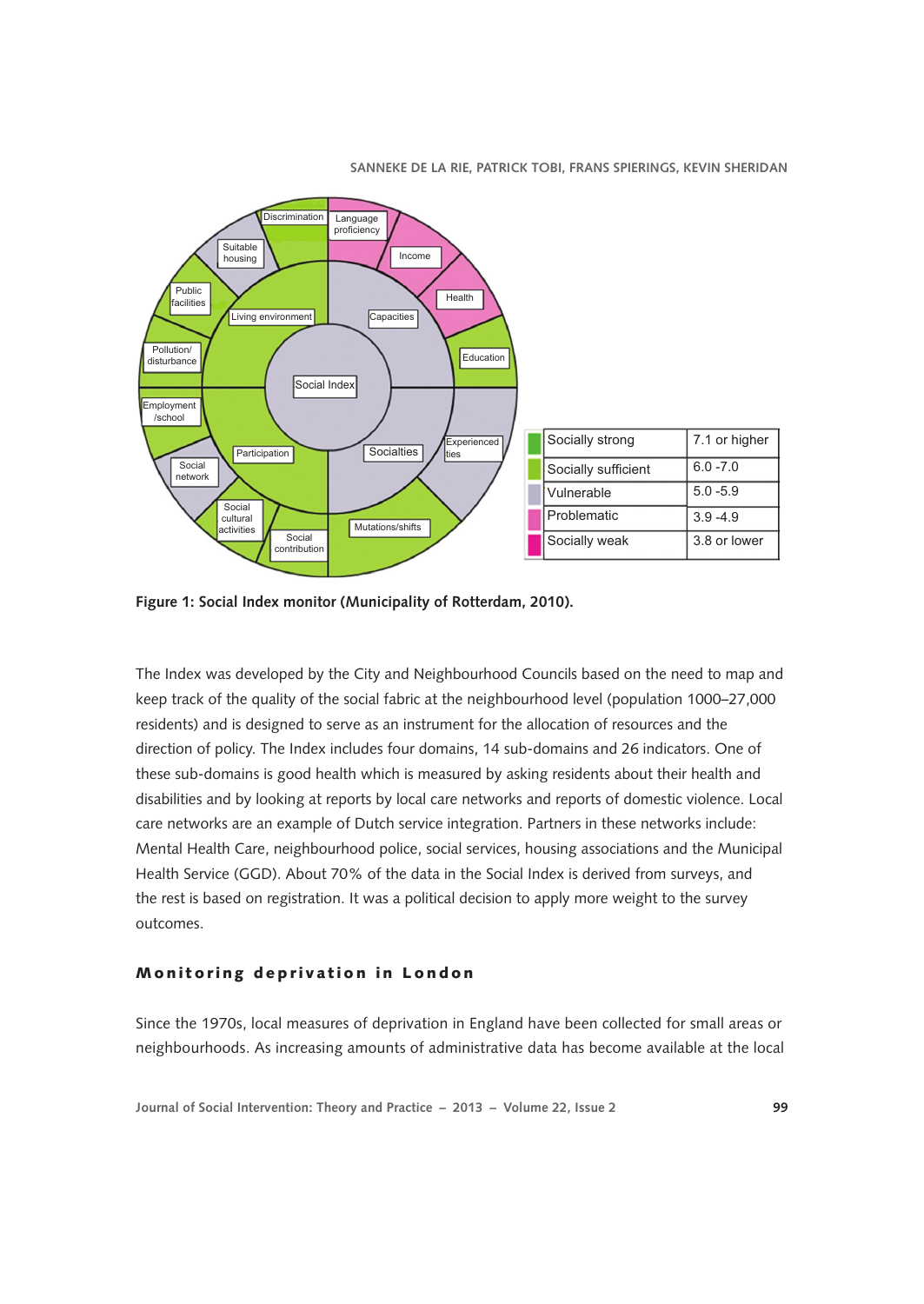| | Socially strong | 7.1 or higher |
|---|---|---|
| | Socially sufficient | 6.0 -7.0 |
| | Vulnerable | 5.0 -5.9 |
| | Problematic | 3.9 -4.9 |
| | Socially weak | 3.8 or lower |

**Figure 1: Social Index monitor (Municipality of Rotterdam, 2010).**

The Index was developed by the City and Neighbourhood Councils based on the need to map and keep track of the quality of the social fabric at the neighbourhood level (population 1000–27,000 residents) and is designed to serve as an instrument for the allocation of resources and the direction of policy. The Index includes four domains, 14 sub-domains and 26 indicators. One of these sub-domains is good health which is measured by asking residents about their health and disabilities and by looking at reports by local care networks and reports of domestic violence. Local care networks are an example of Dutch service integration. Partners in these networks include: Mental Health Care, neighbourhood police, social services, housing associations and the Municipal Health Service (GGD). About 70% of the data in the Social Index is derived from surveys, and the rest is based on registration. It was a political decision to apply more weight to the survey outcomes.

## Monitoring deprivation in London

Since the 1970s, local measures of deprivation in England have been collected for small areas or neighbourhoods. As increasing amounts of administrative data has become available at the local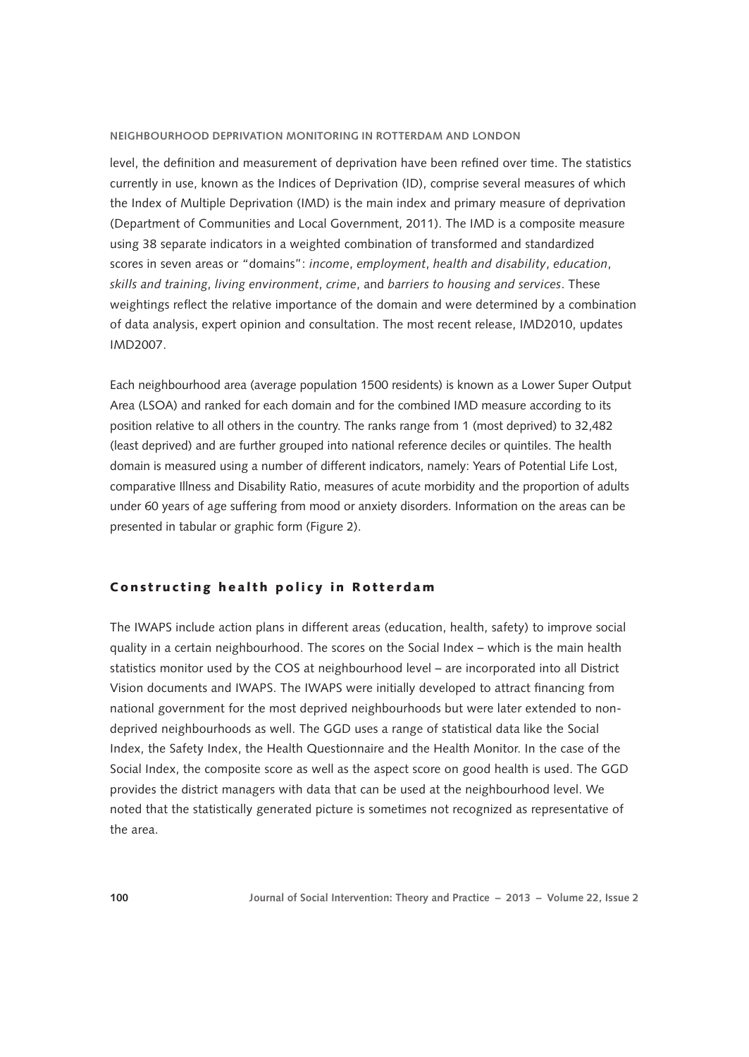level, the definition and measurement of deprivation have been refined over time. The statistics currently in use, known as the Indices of Deprivation (ID), comprise several measures of which the Index of Multiple Deprivation (IMD) is the main index and primary measure of deprivation (Department of Communities and Local Government, 2011). The IMD is a composite measure using 38 separate indicators in a weighted combination of transformed and standardized scores in seven areas or "domains": *income*, *employment*, *health and disability*, *education*, *skills and training*, *living environment*, *crime*, and *barriers to housing and services*. These weightings reflect the relative importance of the domain and were determined by a combination of data analysis, expert opinion and consultation. The most recent release, IMD2010, updates IMD2007.

Each neighbourhood area (average population 1500 residents) is known as a Lower Super Output Area (LSOA) and ranked for each domain and for the combined IMD measure according to its position relative to all others in the country. The ranks range from 1 (most deprived) to 32,482 (least deprived) and are further grouped into national reference deciles or quintiles. The health domain is measured using a number of different indicators, namely: Years of Potential Life Lost, comparative Illness and Disability Ratio, measures of acute morbidity and the proportion of adults under 60 years of age suffering from mood or anxiety disorders. Information on the areas can be presented in tabular or graphic form (Figure 2).

## Constructing health policy in Rotterdam

The IWAPS include action plans in different areas (education, health, safety) to improve social quality in a certain neighbourhood. The scores on the Social Index – which is the main health statistics monitor used by the COS at neighbourhood level – are incorporated into all District Vision documents and IWAPS. The IWAPS were initially developed to attract financing from national government for the most deprived neighbourhoods but were later extended to non-deprived neighbourhoods as well. The GGD uses a range of statistical data like the Social Index, the Safety Index, the Health Questionnaire and the Health Monitor. In the case of the Social Index, the composite score as well as the aspect score on good health is used. The GGD provides the district managers with data that can be used at the neighbourhood level. We noted that the statistically generated picture is sometimes not recognized as representative of the area.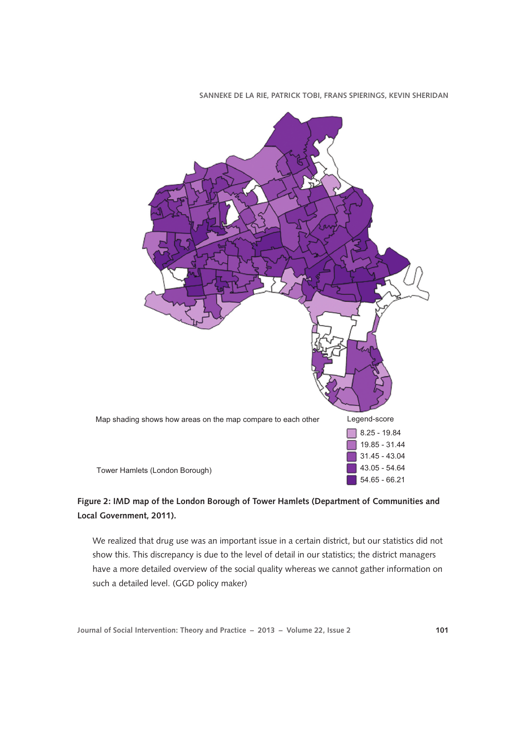Map shading shows how areas on the map compare to each other

Tower Hamlets (London Borough)

Legend-score

- 8.25 - 19.84
- 19.85 - 31.44
- 31.45 - 43.04
- 43.05 - 54.64
- 54.65 - 66.21

**Figure 2: IMD map of the London Borough of Tower Hamlets (Department of Communities and Local Government, 2011).**

> We realized that drug use was an important issue in a certain district, but our statistics did not show this. This discrepancy is due to the level of detail in our statistics; the district managers have a more detailed overview of the social quality whereas we cannot gather information on such a detailed level. (GGD policy maker)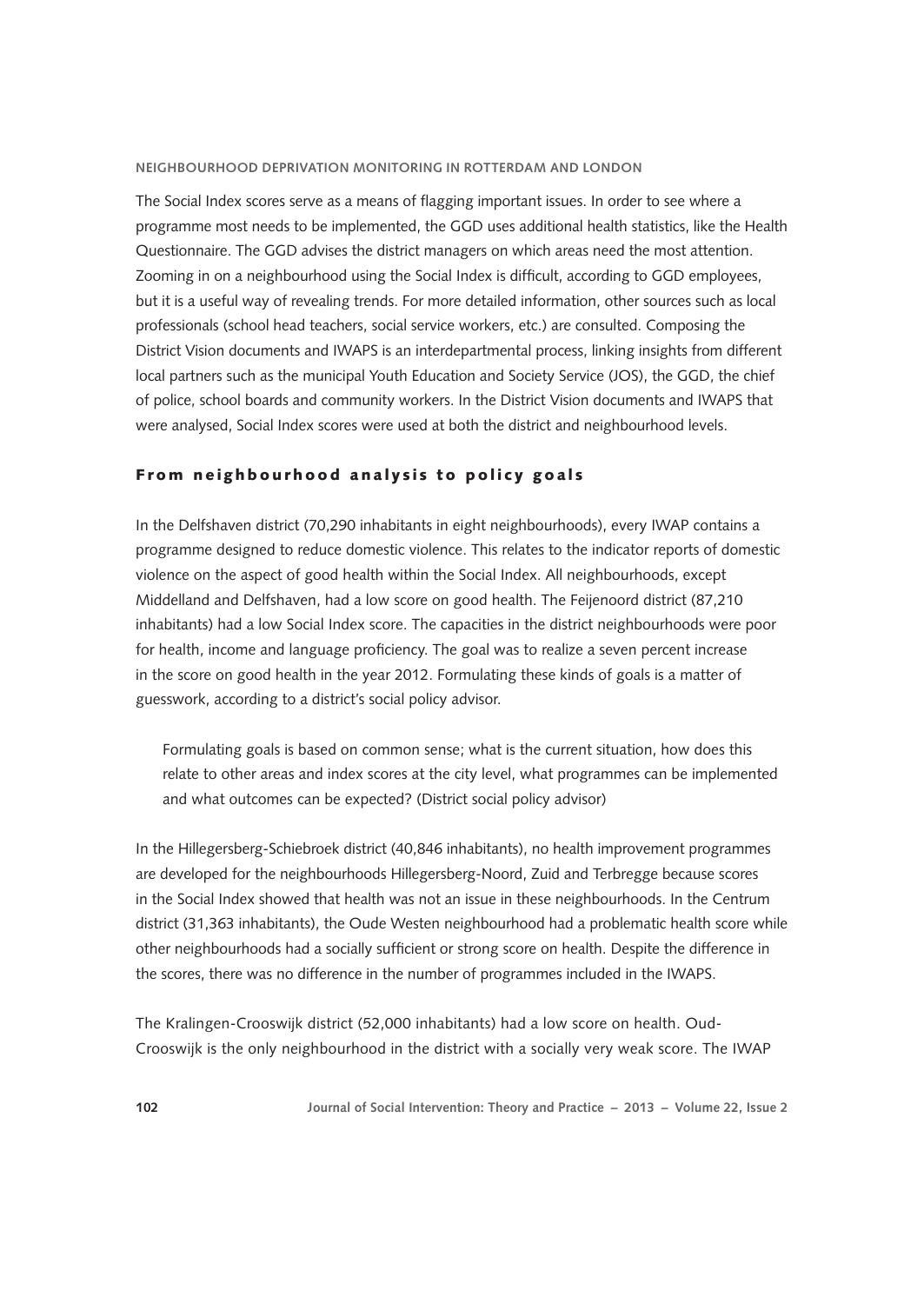The Social Index scores serve as a means of flagging important issues. In order to see where a programme most needs to be implemented, the GGD uses additional health statistics, like the Health Questionnaire. The GGD advises the district managers on which areas need the most attention. Zooming in on a neighbourhood using the Social Index is difficult, according to GGD employees, but it is a useful way of revealing trends. For more detailed information, other sources such as local professionals (school head teachers, social service workers, etc.) are consulted. Composing the District Vision documents and IWAPS is an interdepartmental process, linking insights from different local partners such as the municipal Youth Education and Society Service (JOS), the GGD, the chief of police, school boards and community workers. In the District Vision documents and IWAPS that were analysed, Social Index scores were used at both the district and neighbourhood levels.

## From neighbourhood analysis to policy goals

In the Delfshaven district (70,290 inhabitants in eight neighbourhoods), every IWAP contains a programme designed to reduce domestic violence. This relates to the indicator reports of domestic violence on the aspect of good health within the Social Index. All neighbourhoods, except Middelland and Delfshaven, had a low score on good health. The Feijenoord district (87,210 inhabitants) had a low Social Index score. The capacities in the district neighbourhoods were poor for health, income and language proficiency. The goal was to realize a seven percent increase in the score on good health in the year 2012. Formulating these kinds of goals is a matter of guesswork, according to a district's social policy advisor.

> Formulating goals is based on common sense; what is the current situation, how does this relate to other areas and index scores at the city level, what programmes can be implemented and what outcomes can be expected? (District social policy advisor)

In the Hillegersberg-Schiebroek district (40,846 inhabitants), no health improvement programmes are developed for the neighbourhoods Hillegersberg-Noord, Zuid and Terbregge because scores in the Social Index showed that health was not an issue in these neighbourhoods. In the Centrum district (31,363 inhabitants), the Oude Westen neighbourhood had a problematic health score while other neighbourhoods had a socially sufficient or strong score on health. Despite the difference in the scores, there was no difference in the number of programmes included in the IWAPS.

The Kralingen-Crooswijk district (52,000 inhabitants) had a low score on health. Oud-Crooswijk is the only neighbourhood in the district with a socially very weak score. The IWAP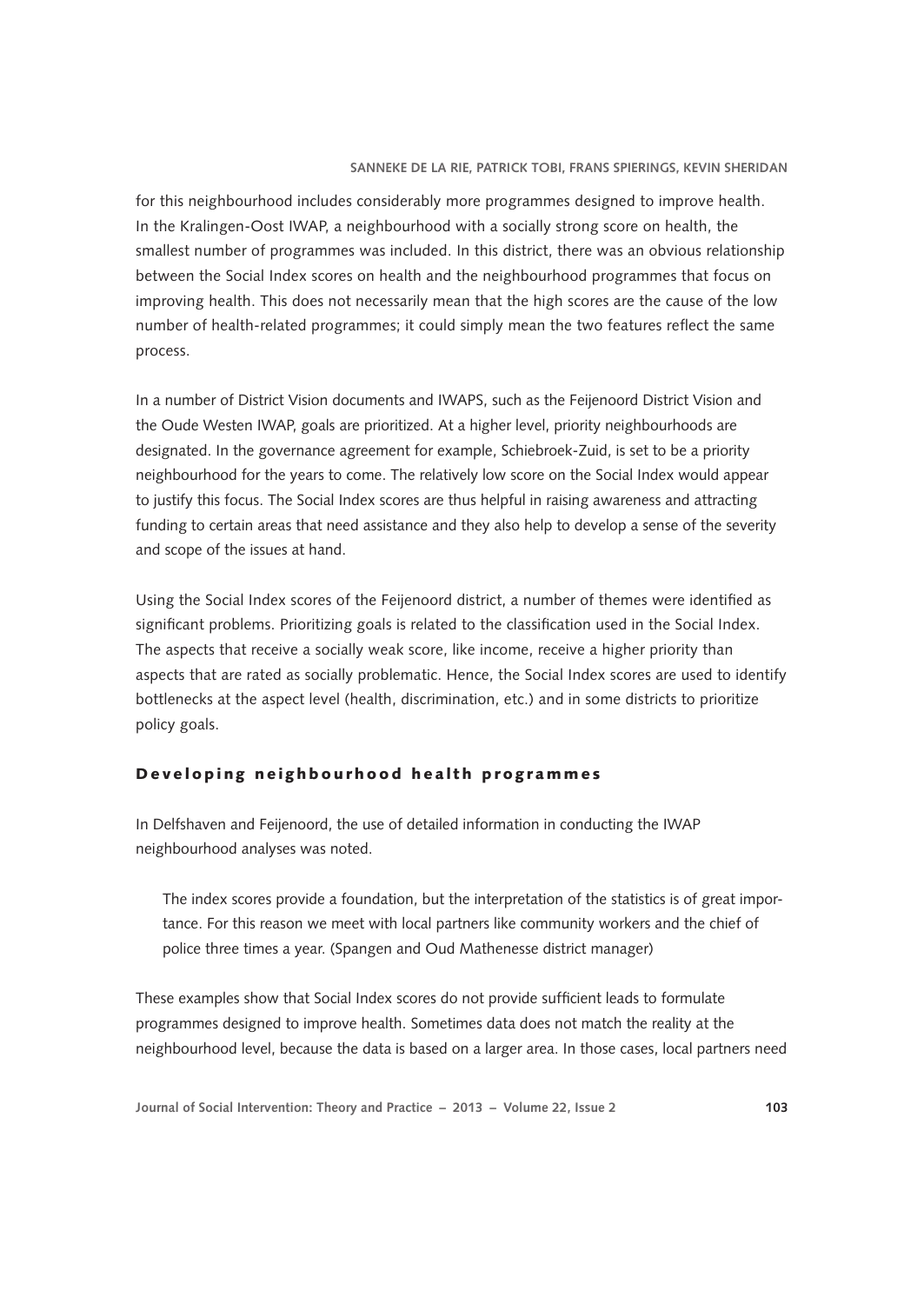for this neighbourhood includes considerably more programmes designed to improve health. In the Kralingen-Oost IWAP, a neighbourhood with a socially strong score on health, the smallest number of programmes was included. In this district, there was an obvious relationship between the Social Index scores on health and the neighbourhood programmes that focus on improving health. This does not necessarily mean that the high scores are the cause of the low number of health-related programmes; it could simply mean the two features reflect the same process.

In a number of District Vision documents and IWAPS, such as the Feijenoord District Vision and the Oude Westen IWAP, goals are prioritized. At a higher level, priority neighbourhoods are designated. In the governance agreement for example, Schiebroek-Zuid, is set to be a priority neighbourhood for the years to come. The relatively low score on the Social Index would appear to justify this focus. The Social Index scores are thus helpful in raising awareness and attracting funding to certain areas that need assistance and they also help to develop a sense of the severity and scope of the issues at hand.

Using the Social Index scores of the Feijenoord district, a number of themes were identified as significant problems. Prioritizing goals is related to the classification used in the Social Index. The aspects that receive a socially weak score, like income, receive a higher priority than aspects that are rated as socially problematic. Hence, the Social Index scores are used to identify bottlenecks at the aspect level (health, discrimination, etc.) and in some districts to prioritize policy goals.

## Developing neighbourhood health programmes

In Delfshaven and Feijenoord, the use of detailed information in conducting the IWAP neighbourhood analyses was noted.

> The index scores provide a foundation, but the interpretation of the statistics is of great importance. For this reason we meet with local partners like community workers and the chief of police three times a year. (Spangen and Oud Mathenesse district manager)

These examples show that Social Index scores do not provide sufficient leads to formulate programmes designed to improve health. Sometimes data does not match the reality at the neighbourhood level, because the data is based on a larger area. In those cases, local partners need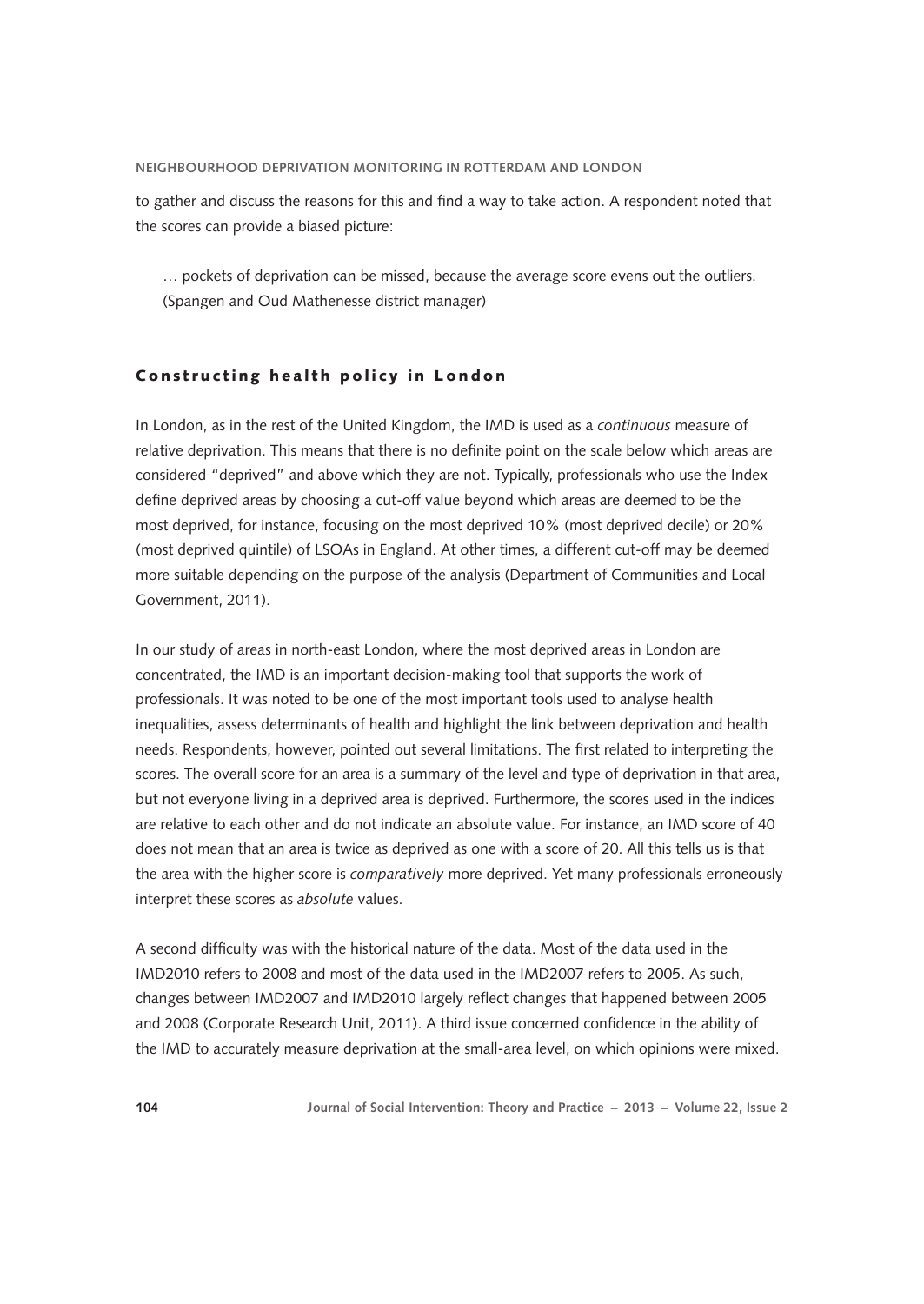to gather and discuss the reasons for this and find a way to take action. A respondent noted that the scores can provide a biased picture:

> … pockets of deprivation can be missed, because the average score evens out the outliers. (Spangen and Oud Mathenesse district manager)

## Constructing health policy in London

In London, as in the rest of the United Kingdom, the IMD is used as a *continuous* measure of relative deprivation. This means that there is no definite point on the scale below which areas are considered "deprived" and above which they are not. Typically, professionals who use the Index define deprived areas by choosing a cut-off value beyond which areas are deemed to be the most deprived, for instance, focusing on the most deprived 10% (most deprived decile) or 20% (most deprived quintile) of LSOAs in England. At other times, a different cut-off may be deemed more suitable depending on the purpose of the analysis (Department of Communities and Local Government, 2011).

In our study of areas in north-east London, where the most deprived areas in London are concentrated, the IMD is an important decision-making tool that supports the work of professionals. It was noted to be one of the most important tools used to analyse health inequalities, assess determinants of health and highlight the link between deprivation and health needs. Respondents, however, pointed out several limitations. The first related to interpreting the scores. The overall score for an area is a summary of the level and type of deprivation in that area, but not everyone living in a deprived area is deprived. Furthermore, the scores used in the indices are relative to each other and do not indicate an absolute value. For instance, an IMD score of 40 does not mean that an area is twice as deprived as one with a score of 20. All this tells us is that the area with the higher score is *comparatively* more deprived. Yet many professionals erroneously interpret these scores as *absolute* values.

A second difficulty was with the historical nature of the data. Most of the data used in the IMD2010 refers to 2008 and most of the data used in the IMD2007 refers to 2005. As such, changes between IMD2007 and IMD2010 largely reflect changes that happened between 2005 and 2008 (Corporate Research Unit, 2011). A third issue concerned confidence in the ability of the IMD to accurately measure deprivation at the small-area level, on which opinions were mixed.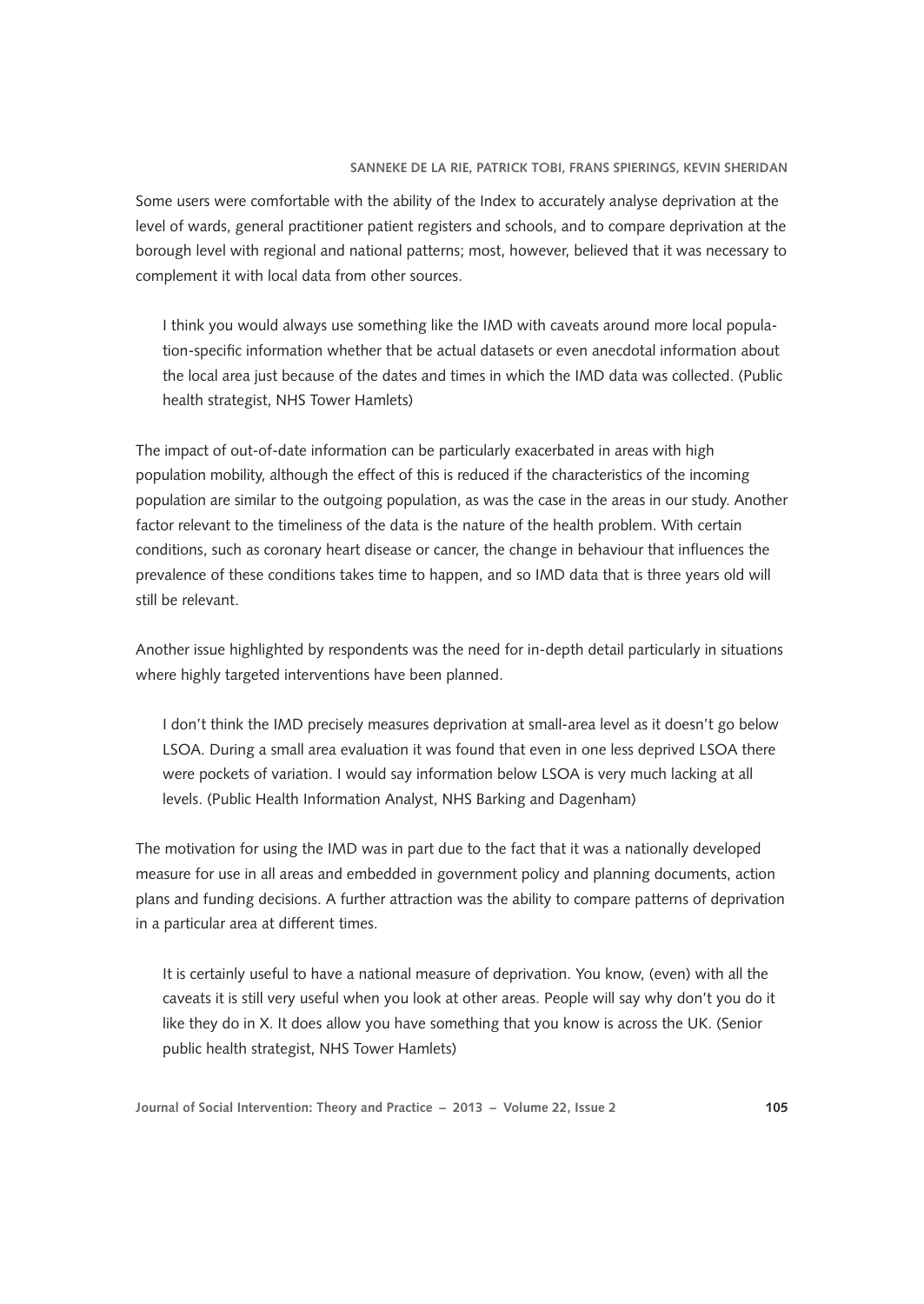Some users were comfortable with the ability of the Index to accurately analyse deprivation at the level of wards, general practitioner patient registers and schools, and to compare deprivation at the borough level with regional and national patterns; most, however, believed that it was necessary to complement it with local data from other sources.

> I think you would always use something like the IMD with caveats around more local population-specific information whether that be actual datasets or even anecdotal information about the local area just because of the dates and times in which the IMD data was collected. (Public health strategist, NHS Tower Hamlets)

The impact of out-of-date information can be particularly exacerbated in areas with high population mobility, although the effect of this is reduced if the characteristics of the incoming population are similar to the outgoing population, as was the case in the areas in our study. Another factor relevant to the timeliness of the data is the nature of the health problem. With certain conditions, such as coronary heart disease or cancer, the change in behaviour that influences the prevalence of these conditions takes time to happen, and so IMD data that is three years old will still be relevant.

Another issue highlighted by respondents was the need for in-depth detail particularly in situations where highly targeted interventions have been planned.

> I don't think the IMD precisely measures deprivation at small-area level as it doesn't go below LSOA. During a small area evaluation it was found that even in one less deprived LSOA there were pockets of variation. I would say information below LSOA is very much lacking at all levels. (Public Health Information Analyst, NHS Barking and Dagenham)

The motivation for using the IMD was in part due to the fact that it was a nationally developed measure for use in all areas and embedded in government policy and planning documents, action plans and funding decisions. A further attraction was the ability to compare patterns of deprivation in a particular area at different times.

> It is certainly useful to have a national measure of deprivation. You know, (even) with all the caveats it is still very useful when you look at other areas. People will say why don't you do it like they do in X. It does allow you have something that you know is across the UK. (Senior public health strategist, NHS Tower Hamlets)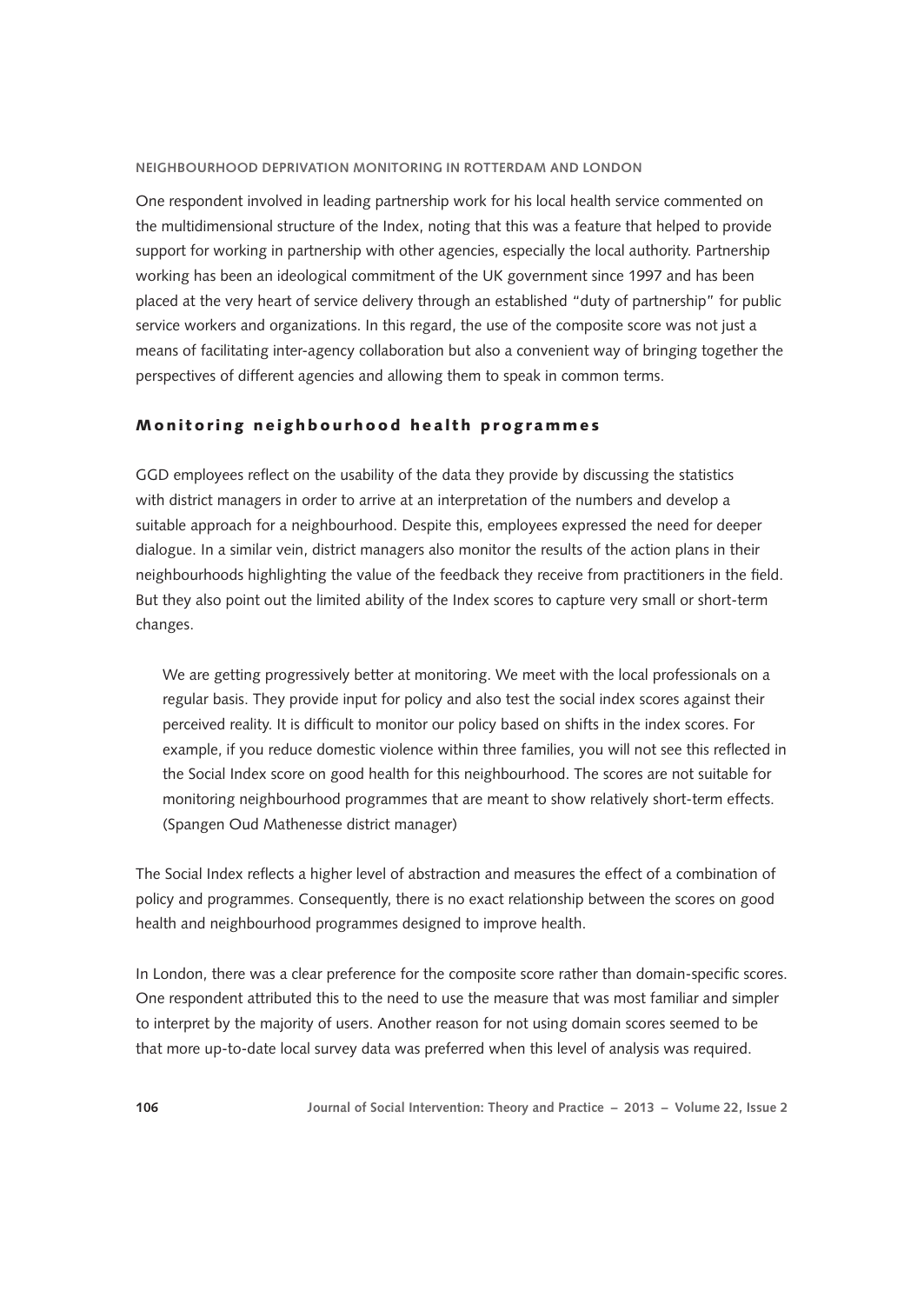One respondent involved in leading partnership work for his local health service commented on the multidimensional structure of the Index, noting that this was a feature that helped to provide support for working in partnership with other agencies, especially the local authority. Partnership working has been an ideological commitment of the UK government since 1997 and has been placed at the very heart of service delivery through an established "duty of partnership" for public service workers and organizations. In this regard, the use of the composite score was not just a means of facilitating inter-agency collaboration but also a convenient way of bringing together the perspectives of different agencies and allowing them to speak in common terms.

## Monitoring neighbourhood health programmes

GGD employees reflect on the usability of the data they provide by discussing the statistics with district managers in order to arrive at an interpretation of the numbers and develop a suitable approach for a neighbourhood. Despite this, employees expressed the need for deeper dialogue. In a similar vein, district managers also monitor the results of the action plans in their neighbourhoods highlighting the value of the feedback they receive from practitioners in the field. But they also point out the limited ability of the Index scores to capture very small or short-term changes.

> We are getting progressively better at monitoring. We meet with the local professionals on a regular basis. They provide input for policy and also test the social index scores against their perceived reality. It is difficult to monitor our policy based on shifts in the index scores. For example, if you reduce domestic violence within three families, you will not see this reflected in the Social Index score on good health for this neighbourhood. The scores are not suitable for monitoring neighbourhood programmes that are meant to show relatively short-term effects. (Spangen Oud Mathenesse district manager)

The Social Index reflects a higher level of abstraction and measures the effect of a combination of policy and programmes. Consequently, there is no exact relationship between the scores on good health and neighbourhood programmes designed to improve health.

In London, there was a clear preference for the composite score rather than domain-specific scores. One respondent attributed this to the need to use the measure that was most familiar and simpler to interpret by the majority of users. Another reason for not using domain scores seemed to be that more up-to-date local survey data was preferred when this level of analysis was required.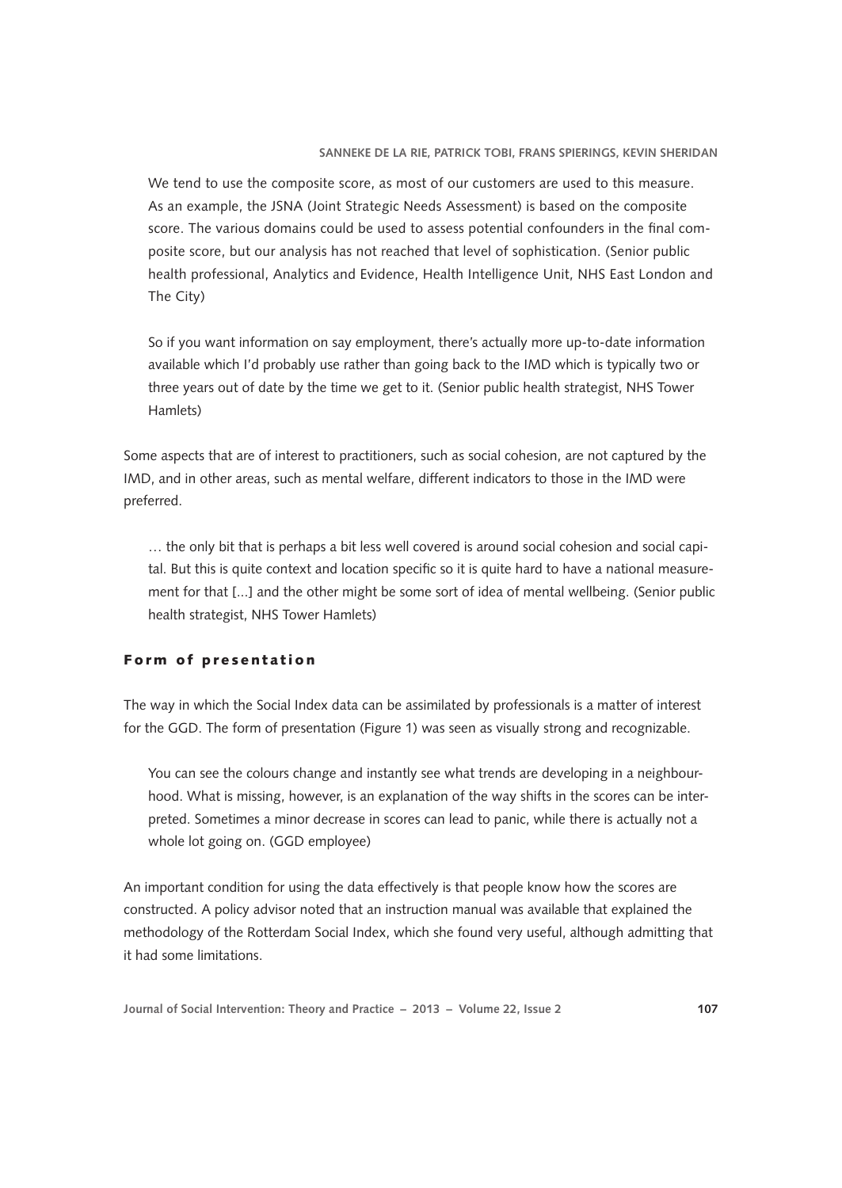> We tend to use the composite score, as most of our customers are used to this measure. As an example, the JSNA (Joint Strategic Needs Assessment) is based on the composite score. The various domains could be used to assess potential confounders in the final composite score, but our analysis has not reached that level of sophistication. (Senior public health professional, Analytics and Evidence, Health Intelligence Unit, NHS East London and The City)

> So if you want information on say employment, there's actually more up-to-date information available which I'd probably use rather than going back to the IMD which is typically two or three years out of date by the time we get to it. (Senior public health strategist, NHS Tower Hamlets)

Some aspects that are of interest to practitioners, such as social cohesion, are not captured by the IMD, and in other areas, such as mental welfare, different indicators to those in the IMD were preferred.

> … the only bit that is perhaps a bit less well covered is around social cohesion and social capital. But this is quite context and location specific so it is quite hard to have a national measurement for that [...] and the other might be some sort of idea of mental wellbeing. (Senior public health strategist, NHS Tower Hamlets)

## Form of presentation

The way in which the Social Index data can be assimilated by professionals is a matter of interest for the GGD. The form of presentation (Figure 1) was seen as visually strong and recognizable.

> You can see the colours change and instantly see what trends are developing in a neighbourhood. What is missing, however, is an explanation of the way shifts in the scores can be interpreted. Sometimes a minor decrease in scores can lead to panic, while there is actually not a whole lot going on. (GGD employee)

An important condition for using the data effectively is that people know how the scores are constructed. A policy advisor noted that an instruction manual was available that explained the methodology of the Rotterdam Social Index, which she found very useful, although admitting that it had some limitations.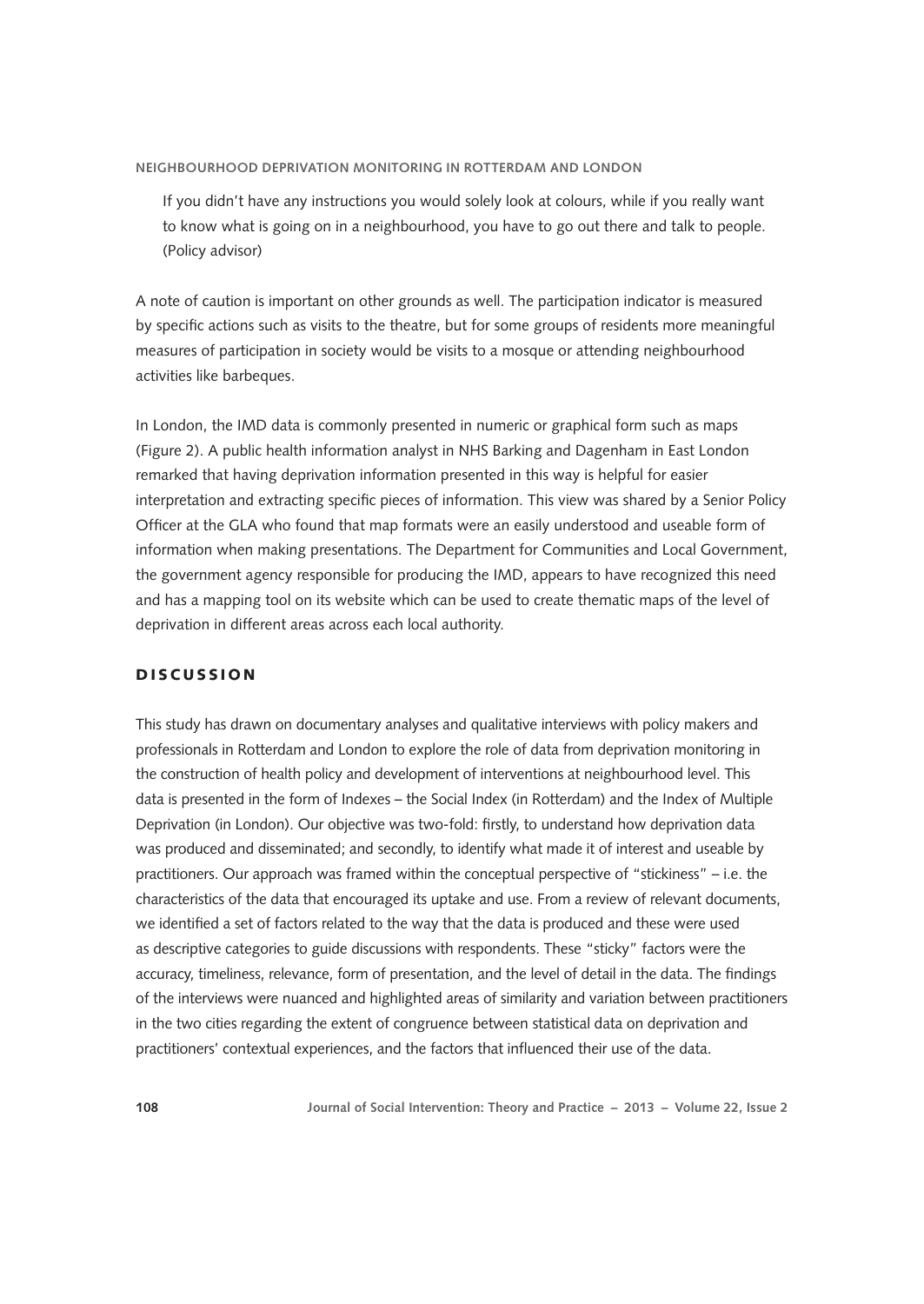> If you didn't have any instructions you would solely look at colours, while if you really want to know what is going on in a neighbourhood, you have to go out there and talk to people. (Policy advisor)

A note of caution is important on other grounds as well. The participation indicator is measured by specific actions such as visits to the theatre, but for some groups of residents more meaningful measures of participation in society would be visits to a mosque or attending neighbourhood activities like barbeques.

In London, the IMD data is commonly presented in numeric or graphical form such as maps (Figure 2). A public health information analyst in NHS Barking and Dagenham in East London remarked that having deprivation information presented in this way is helpful for easier interpretation and extracting specific pieces of information. This view was shared by a Senior Policy Officer at the GLA who found that map formats were an easily understood and useable form of information when making presentations. The Department for Communities and Local Government, the government agency responsible for producing the IMD, appears to have recognized this need and has a mapping tool on its website which can be used to create thematic maps of the level of deprivation in different areas across each local authority.

## DISCUSSION

This study has drawn on documentary analyses and qualitative interviews with policy makers and professionals in Rotterdam and London to explore the role of data from deprivation monitoring in the construction of health policy and development of interventions at neighbourhood level. This data is presented in the form of Indexes – the Social Index (in Rotterdam) and the Index of Multiple Deprivation (in London). Our objective was two-fold: firstly, to understand how deprivation data was produced and disseminated; and secondly, to identify what made it of interest and useable by practitioners. Our approach was framed within the conceptual perspective of "stickiness" – i.e. the characteristics of the data that encouraged its uptake and use. From a review of relevant documents, we identified a set of factors related to the way that the data is produced and these were used as descriptive categories to guide discussions with respondents. These "sticky" factors were the accuracy, timeliness, relevance, form of presentation, and the level of detail in the data. The findings of the interviews were nuanced and highlighted areas of similarity and variation between practitioners in the two cities regarding the extent of congruence between statistical data on deprivation and practitioners' contextual experiences, and the factors that influenced their use of the data.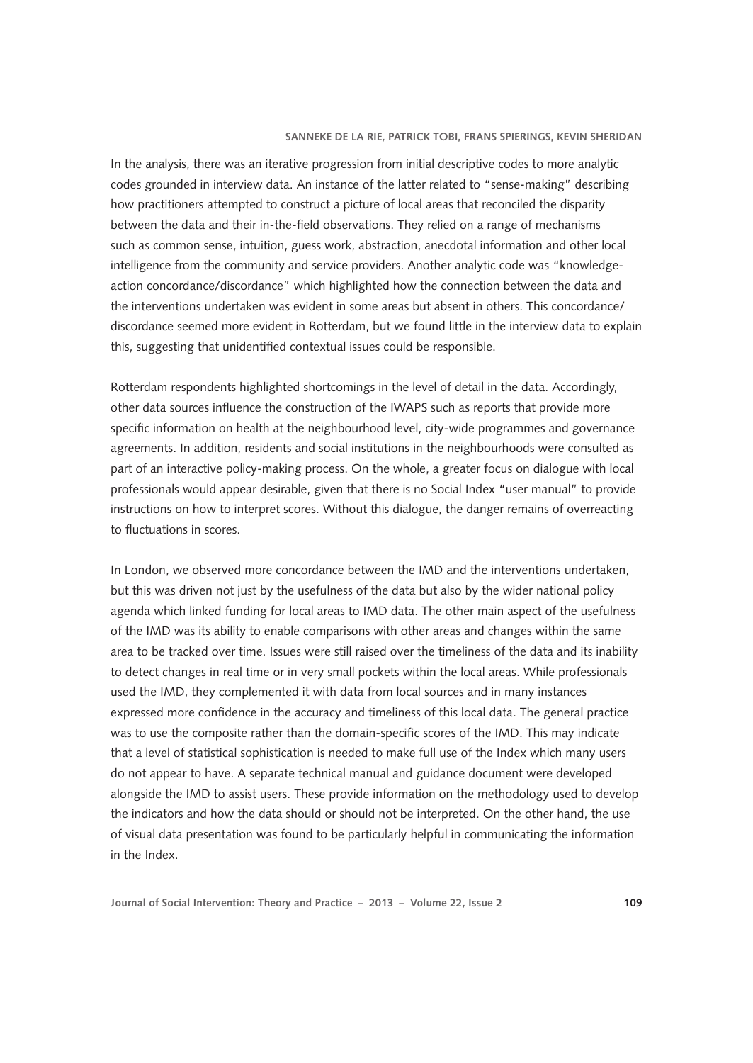In the analysis, there was an iterative progression from initial descriptive codes to more analytic codes grounded in interview data. An instance of the latter related to "sense-making" describing how practitioners attempted to construct a picture of local areas that reconciled the disparity between the data and their in-the-field observations. They relied on a range of mechanisms such as common sense, intuition, guess work, abstraction, anecdotal information and other local intelligence from the community and service providers. Another analytic code was "knowledge-action concordance/discordance" which highlighted how the connection between the data and the interventions undertaken was evident in some areas but absent in others. This concordance/discordance seemed more evident in Rotterdam, but we found little in the interview data to explain this, suggesting that unidentified contextual issues could be responsible.

Rotterdam respondents highlighted shortcomings in the level of detail in the data. Accordingly, other data sources influence the construction of the IWAPS such as reports that provide more specific information on health at the neighbourhood level, city-wide programmes and governance agreements. In addition, residents and social institutions in the neighbourhoods were consulted as part of an interactive policy-making process. On the whole, a greater focus on dialogue with local professionals would appear desirable, given that there is no Social Index "user manual" to provide instructions on how to interpret scores. Without this dialogue, the danger remains of overreacting to fluctuations in scores.

In London, we observed more concordance between the IMD and the interventions undertaken, but this was driven not just by the usefulness of the data but also by the wider national policy agenda which linked funding for local areas to IMD data. The other main aspect of the usefulness of the IMD was its ability to enable comparisons with other areas and changes within the same area to be tracked over time. Issues were still raised over the timeliness of the data and its inability to detect changes in real time or in very small pockets within the local areas. While professionals used the IMD, they complemented it with data from local sources and in many instances expressed more confidence in the accuracy and timeliness of this local data. The general practice was to use the composite rather than the domain-specific scores of the IMD. This may indicate that a level of statistical sophistication is needed to make full use of the Index which many users do not appear to have. A separate technical manual and guidance document were developed alongside the IMD to assist users. These provide information on the methodology used to develop the indicators and how the data should or should not be interpreted. On the other hand, the use of visual data presentation was found to be particularly helpful in communicating the information in the Index.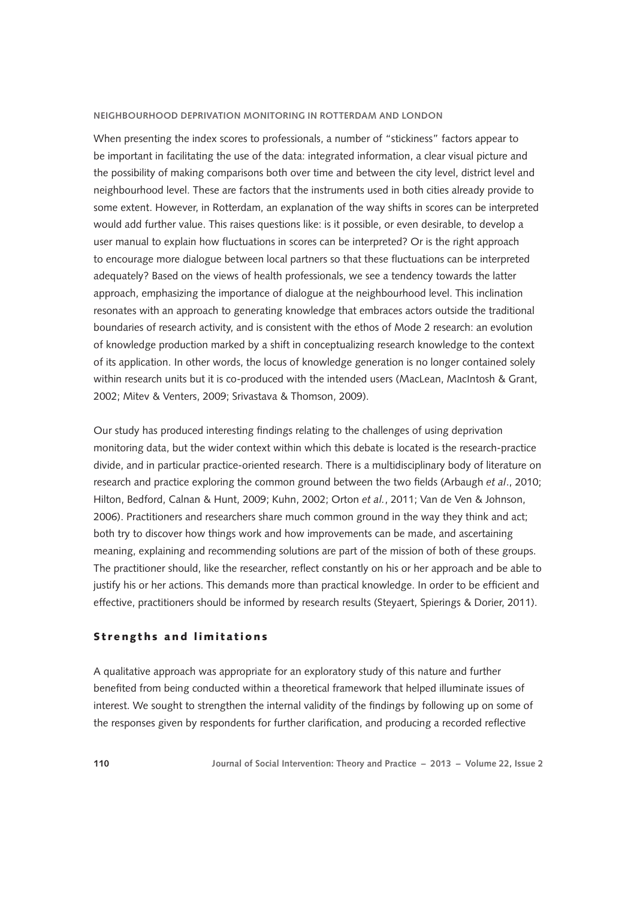When presenting the index scores to professionals, a number of "stickiness" factors appear to be important in facilitating the use of the data: integrated information, a clear visual picture and the possibility of making comparisons both over time and between the city level, district level and neighbourhood level. These are factors that the instruments used in both cities already provide to some extent. However, in Rotterdam, an explanation of the way shifts in scores can be interpreted would add further value. This raises questions like: is it possible, or even desirable, to develop a user manual to explain how fluctuations in scores can be interpreted? Or is the right approach to encourage more dialogue between local partners so that these fluctuations can be interpreted adequately? Based on the views of health professionals, we see a tendency towards the latter approach, emphasizing the importance of dialogue at the neighbourhood level. This inclination resonates with an approach to generating knowledge that embraces actors outside the traditional boundaries of research activity, and is consistent with the ethos of Mode 2 research: an evolution of knowledge production marked by a shift in conceptualizing research knowledge to the context of its application. In other words, the locus of knowledge generation is no longer contained solely within research units but it is co-produced with the intended users (MacLean, MacIntosh & Grant, 2002; Mitev & Venters, 2009; Srivastava & Thomson, 2009).

Our study has produced interesting findings relating to the challenges of using deprivation monitoring data, but the wider context within which this debate is located is the research-practice divide, and in particular practice-oriented research. There is a multidisciplinary body of literature on research and practice exploring the common ground between the two fields (Arbaugh *et al*., 2010; Hilton, Bedford, Calnan & Hunt, 2009; Kuhn, 2002; Orton *et al.*, 2011; Van de Ven & Johnson, 2006). Practitioners and researchers share much common ground in the way they think and act; both try to discover how things work and how improvements can be made, and ascertaining meaning, explaining and recommending solutions are part of the mission of both of these groups. The practitioner should, like the researcher, reflect constantly on his or her approach and be able to justify his or her actions. This demands more than practical knowledge. In order to be efficient and effective, practitioners should be informed by research results (Steyaert, Spierings & Dorier, 2011).

## Strengths and limitations

A qualitative approach was appropriate for an exploratory study of this nature and further benefited from being conducted within a theoretical framework that helped illuminate issues of interest. We sought to strengthen the internal validity of the findings by following up on some of the responses given by respondents for further clarification, and producing a recorded reflective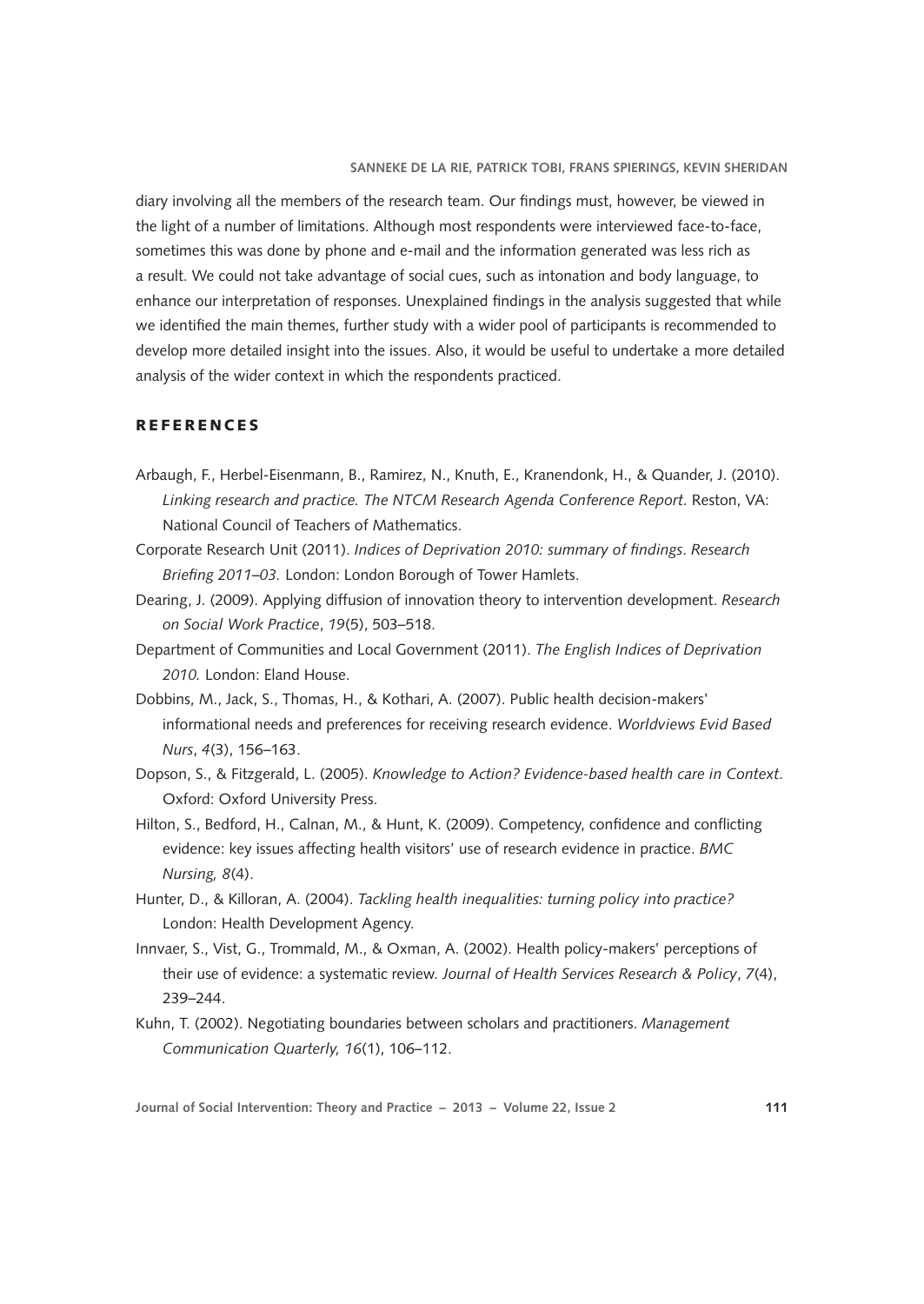diary involving all the members of the research team. Our findings must, however, be viewed in the light of a number of limitations. Although most respondents were interviewed face-to-face, sometimes this was done by phone and e-mail and the information generated was less rich as a result. We could not take advantage of social cues, such as intonation and body language, to enhance our interpretation of responses. Unexplained findings in the analysis suggested that while we identified the main themes, further study with a wider pool of participants is recommended to develop more detailed insight into the issues. Also, it would be useful to undertake a more detailed analysis of the wider context in which the respondents practiced.

## REFERENCES

Arbaugh, F., Herbel-Eisenmann, B., Ramirez, N., Knuth, E., Kranendonk, H., & Quander, J. (2010). *Linking research and practice. The NTCM Research Agenda Conference Report*. Reston, VA: National Council of Teachers of Mathematics.

Corporate Research Unit (2011). *Indices of Deprivation 2010: summary of findings*. *Research Briefing 2011–03.* London: London Borough of Tower Hamlets.

Dearing, J. (2009). Applying diffusion of innovation theory to intervention development. *Research on Social Work Practice*, *19*(5), 503–518.

Department of Communities and Local Government (2011). *The English Indices of Deprivation 2010.* London: Eland House.

Dobbins, M., Jack, S., Thomas, H., & Kothari, A. (2007). Public health decision-makers' informational needs and preferences for receiving research evidence. *Worldviews Evid Based Nurs*, *4*(3), 156–163.

Dopson, S., & Fitzgerald, L. (2005). *Knowledge to Action? Evidence-based health care in Context*. Oxford: Oxford University Press.

Hilton, S., Bedford, H., Calnan, M., & Hunt, K. (2009). Competency, confidence and conflicting evidence: key issues affecting health visitors' use of research evidence in practice. *BMC Nursing, 8*(4).

Hunter, D., & Killoran, A. (2004). *Tackling health inequalities: turning policy into practice?* London: Health Development Agency.

Innvaer, S., Vist, G., Trommald, M., & Oxman, A. (2002). Health policy-makers' perceptions of their use of evidence: a systematic review. *Journal of Health Services Research & Policy*, *7*(4), 239–244.

Kuhn, T. (2002). Negotiating boundaries between scholars and practitioners. *Management Communication Quarterly, 16*(1), 106–112.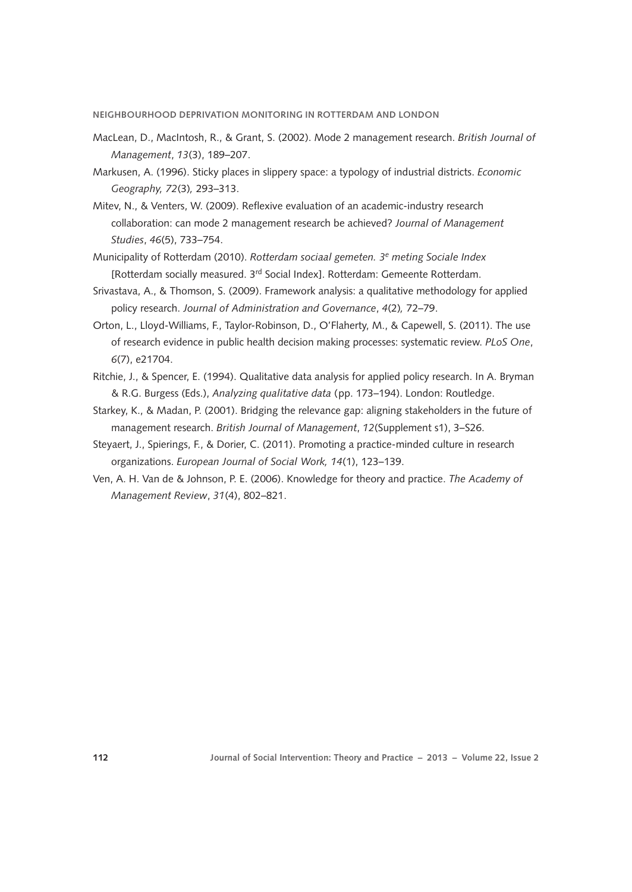MacLean, D., MacIntosh, R., & Grant, S. (2002). Mode 2 management research. *British Journal of Management*, *13*(3), 189–207.

Markusen, A. (1996). Sticky places in slippery space: a typology of industrial districts. *Economic Geography, 72*(3)*,* 293–313.

Mitev, N., & Venters, W. (2009). Reflexive evaluation of an academic-industry research collaboration: can mode 2 management research be achieved? *Journal of Management Studies*, *46*(5), 733–754.

Municipality of Rotterdam (2010). *Rotterdam sociaal gemeten. 3e meting Sociale Index* [Rotterdam socially measured. 3rd Social Index]. Rotterdam: Gemeente Rotterdam.

Srivastava, A., & Thomson, S. (2009). Framework analysis: a qualitative methodology for applied policy research. *Journal of Administration and Governance*, *4*(2)*,* 72–79.

Orton, L., Lloyd-Williams, F., Taylor-Robinson, D., O'Flaherty, M., & Capewell, S. (2011). The use of research evidence in public health decision making processes: systematic review. *PLoS One*, *6*(7), e21704.

Ritchie, J., & Spencer, E. (1994). Qualitative data analysis for applied policy research. In A. Bryman & R.G. Burgess (Eds.), *Analyzing qualitative data* (pp. 173–194). London: Routledge.

Starkey, K., & Madan, P. (2001). Bridging the relevance gap: aligning stakeholders in the future of management research. *British Journal of Management*, *12*(Supplement s1), 3–S26.

Steyaert, J., Spierings, F., & Dorier, C. (2011). Promoting a practice-minded culture in research organizations. *European Journal of Social Work, 14*(1), 123–139.

Ven, A. H. Van de & Johnson, P. E. (2006). Knowledge for theory and practice. *The Academy of Management Review*, *31*(4), 802–821.